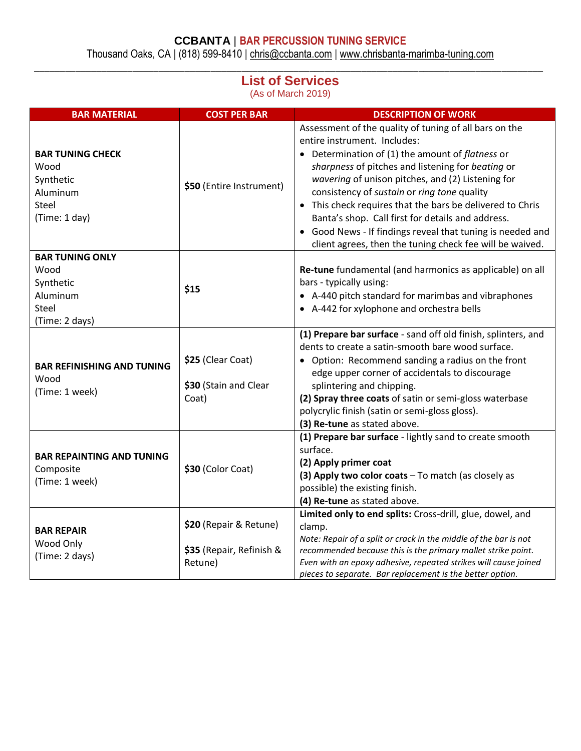# CCBANTA | BAR PERCUSSION TUNING SERVICE

Thousand Oaks, CA | (818) 599-8410 | chris@ccbanta.com | www.chrisbanta-marimba-tuning.com

## List of Services

(As of March 2019)

| BAR MATERIAL | COST PER BAR | DESCRIPTION OF WORK |
|---|---|---|
| **BAR TUNING CHECK**<br>Wood<br>Synthetic<br>Aluminum<br>Steel<br>(Time: 1 day) | **$50** (Entire Instrument) | Assessment of the quality of tuning of all bars on the entire instrument. Includes:<br>• Determination of (1) the amount of *flatness* or *sharpness* of pitches and listening for *beating* or *wavering* of unison pitches, and (2) Listening for consistency of *sustain* or *ring tone* quality<br>• This check requires that the bars be delivered to Chris Banta's shop. Call first for details and address.<br>• Good News - If findings reveal that tuning is needed and client agrees, then the tuning check fee will be waived. |
| **BAR TUNING ONLY**<br>Wood<br>Synthetic<br>Aluminum<br>Steel<br>(Time: 2 days) | **$15** | **Re-tune** fundamental (and harmonics as applicable) on all bars - typically using:<br>• A-440 pitch standard for marimbas and vibraphones<br>• A-442 for xylophone and orchestra bells |
| **BAR REFINISHING AND TUNING**<br>Wood<br>(Time: 1 week) | **$25** (Clear Coat)<br><br>**$30** (Stain and Clear Coat) | **(1) Prepare bar surface** - sand off old finish, splinters, and dents to create a satin-smooth bare wood surface.<br>• Option: Recommend sanding a radius on the front edge upper corner of accidentals to discourage splintering and chipping.<br>**(2) Spray three coats** of satin or semi-gloss waterbase polycrylic finish (satin or semi-gloss gloss).<br>**(3) Re-tune** as stated above. |
| **BAR REPAINTING AND TUNING**<br>Composite<br>(Time: 1 week) | **$30** (Color Coat) | **(1) Prepare bar surface** - lightly sand to create smooth surface.<br>**(2) Apply primer coat**<br>**(3) Apply two color coats** – To match (as closely as possible) the existing finish.<br>**(4) Re-tune** as stated above. |
| **BAR REPAIR**<br>Wood Only<br>(Time: 2 days) | **$20** (Repair & Retune)<br><br>**$35** (Repair, Refinish & Retune) | **Limited only to end splits:** Cross-drill, glue, dowel, and clamp.<br>*Note: Repair of a split or crack in the middle of the bar is not recommended because this is the primary mallet strike point. Even with an epoxy adhesive, repeated strikes will cause joined pieces to separate. Bar replacement is the better option.* |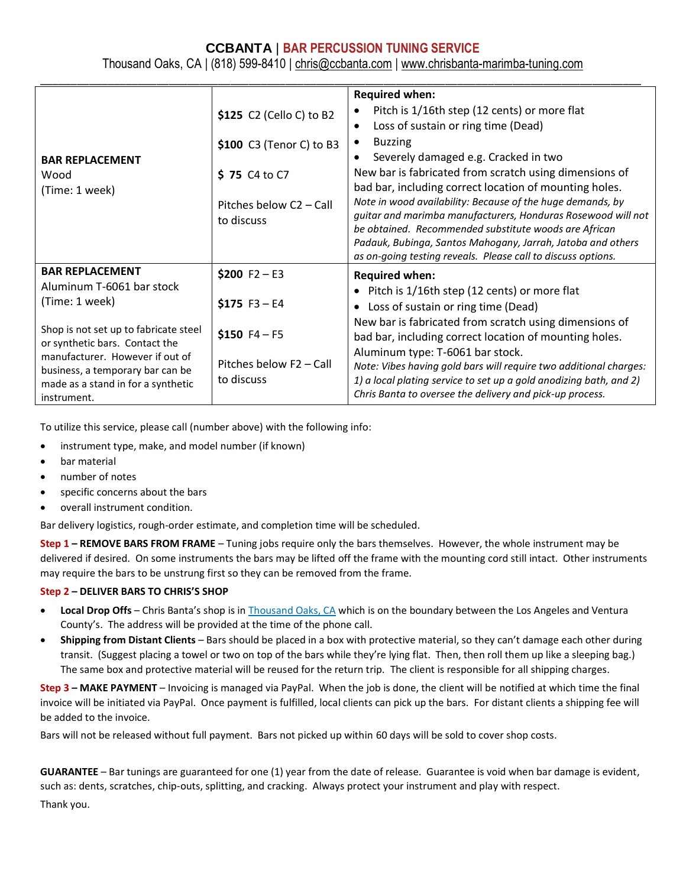# CCBANTA | BAR PERCUSSION TUNING SERVICE

Thousand Oaks, CA | (818) 599-8410 | chris@ccbanta.com | www.chrisbanta-marimba-tuning.com

| | | |
|---|---|---|
| **BAR REPLACEMENT**<br>Wood<br>(Time: 1 week) | **$125** C2 (Cello C) to B2<br><br>**$100** C3 (Tenor C) to B3<br><br>**$ 75** C4 to C7<br><br>Pitches below C2 – Call to discuss | **Required when:**<br>• Pitch is 1/16th step (12 cents) or more flat<br>• Loss of sustain or ring time (Dead)<br>• Buzzing<br>• Severely damaged e.g. Cracked in two<br>New bar is fabricated from scratch using dimensions of bad bar, including correct location of mounting holes.<br>*Note in wood availability: Because of the huge demands, by guitar and marimba manufacturers, Honduras Rosewood will not be obtained. Recommended substitute woods are African Padauk, Bubinga, Santos Mahogany, Jarrah, Jatoba and others as on-going testing reveals. Please call to discuss options.* |
| **BAR REPLACEMENT**<br>Aluminum T-6061 bar stock<br>(Time: 1 week)<br><br>Shop is not set up to fabricate steel or synthetic bars. Contact the manufacturer. However if out of business, a temporary bar can be made as a stand in for a synthetic instrument. | **$200** F2 – E3<br><br>**$175** F3 – E4<br><br>**$150** F4 – F5<br><br>Pitches below F2 – Call to discuss | **Required when:**<br>• Pitch is 1/16th step (12 cents) or more flat<br>• Loss of sustain or ring time (Dead)<br>New bar is fabricated from scratch using dimensions of bad bar, including correct location of mounting holes.<br>Aluminum type: T-6061 bar stock.<br>*Note: Vibes having gold bars will require two additional charges: 1) a local plating service to set up a gold anodizing bath, and 2) Chris Banta to oversee the delivery and pick-up process.* |

To utilize this service, please call (number above) with the following info:

- instrument type, make, and model number (if known)
- bar material
- number of notes
- specific concerns about the bars
- overall instrument condition.

Bar delivery logistics, rough-order estimate, and completion time will be scheduled.

**Step 1 – REMOVE BARS FROM FRAME** – Tuning jobs require only the bars themselves. However, the whole instrument may be delivered if desired. On some instruments the bars may be lifted off the frame with the mounting cord still intact. Other instruments may require the bars to be unstrung first so they can be removed from the frame.

**Step 2 – DELIVER BARS TO CHRIS'S SHOP**

- **Local Drop Offs** – Chris Banta's shop is in Thousand Oaks, CA which is on the boundary between the Los Angeles and Ventura County's. The address will be provided at the time of the phone call.
- **Shipping from Distant Clients** – Bars should be placed in a box with protective material, so they can't damage each other during transit. (Suggest placing a towel or two on top of the bars while they're lying flat. Then, then roll them up like a sleeping bag.) The same box and protective material will be reused for the return trip. The client is responsible for all shipping charges.

**Step 3 – MAKE PAYMENT** – Invoicing is managed via PayPal. When the job is done, the client will be notified at which time the final invoice will be initiated via PayPal. Once payment is fulfilled, local clients can pick up the bars. For distant clients a shipping fee will be added to the invoice.

Bars will not be released without full payment. Bars not picked up within 60 days will be sold to cover shop costs.

**GUARANTEE** – Bar tunings are guaranteed for one (1) year from the date of release. Guarantee is void when bar damage is evident, such as: dents, scratches, chip-outs, splitting, and cracking. Always protect your instrument and play with respect.

Thank you.